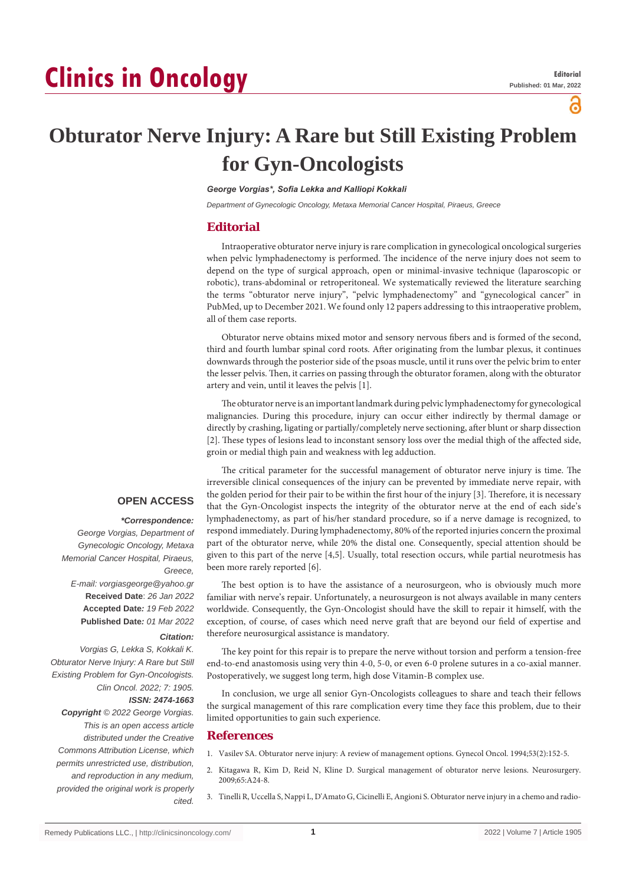# Obturator Nerve Injury: A Rare but Still Existing Problem for Gyn-Oncologists

***George Vorgias\*, Sofia Lekka and Kalliopi Kokkali***

*Department of Gynecologic Oncology, Metaxa Memorial Cancer Hospital, Piraeus, Greece*

## Editorial

Intraoperative obturator nerve injury is rare complication in gynecological oncological surgeries when pelvic lymphadenectomy is performed. The incidence of the nerve injury does not seem to depend on the type of surgical approach, open or minimal-invasive technique (laparoscopic or robotic), trans-abdominal or retroperitoneal. We systematically reviewed the literature searching the terms "obturator nerve injury", "pelvic lymphadenectomy" and "gynecological cancer" in PubMed, up to December 2021. We found only 12 papers addressing to this intraoperative problem, all of them case reports.

Obturator nerve obtains mixed motor and sensory nervous fibers and is formed of the second, third and fourth lumbar spinal cord roots. After originating from the lumbar plexus, it continues downwards through the posterior side of the psoas muscle, until it runs over the pelvic brim to enter the lesser pelvis. Then, it carries on passing through the obturator foramen, along with the obturator artery and vein, until it leaves the pelvis [1].

The obturator nerve is an important landmark during pelvic lymphadenectomy for gynecological malignancies. During this procedure, injury can occur either indirectly by thermal damage or directly by crashing, ligating or partially/completely nerve sectioning, after blunt or sharp dissection [2]. These types of lesions lead to inconstant sensory loss over the medial thigh of the affected side, groin or medial thigh pain and weakness with leg adduction.

The critical parameter for the successful management of obturator nerve injury is time. The irreversible clinical consequences of the injury can be prevented by immediate nerve repair, with the golden period for their pair to be within the first hour of the injury [3]. Therefore, it is necessary that the Gyn-Oncologist inspects the integrity of the obturator nerve at the end of each side's lymphadenectomy, as part of his/her standard procedure, so if a nerve damage is recognized, to respond immediately. During lymphadenectomy, 80% of the reported injuries concern the proximal part of the obturator nerve, while 20% the distal one. Consequently, special attention should be given to this part of the nerve [4,5]. Usually, total resection occurs, while partial neurotmesis has been more rarely reported [6].

The best option is to have the assistance of a neurosurgeon, who is obviously much more familiar with nerve's repair. Unfortunately, a neurosurgeon is not always available in many centers worldwide. Consequently, the Gyn-Oncologist should have the skill to repair it himself, with the exception, of course, of cases which need nerve graft that are beyond our field of expertise and therefore neurosurgical assistance is mandatory.

The key point for this repair is to prepare the nerve without torsion and perform a tension-free end-to-end anastomosis using very thin 4-0, 5-0, or even 6-0 prolene sutures in a co-axial manner. Postoperatively, we suggest long term, high dose Vitamin-B complex use.

In conclusion, we urge all senior Gyn-Oncologists colleagues to share and teach their fellows the surgical management of this rare complication every time they face this problem, due to their limited opportunities to gain such experience.

**OPEN ACCESS**

***\*Correspondence:***

*George Vorgias, Department of Gynecologic Oncology, Metaxa Memorial Cancer Hospital, Piraeus, Greece,*

*E-mail: vorgiasgeorge@yahoo.gr*

**Received Date**: *26 Jan 2022*

**Accepted Date:** *19 Feb 2022*

**Published Date:** *01 Mar 2022*

***Citation:***

*Vorgias G, Lekka S, Kokkali K. Obturator Nerve Injury: A Rare but Still Existing Problem for Gyn-Oncologists. Clin Oncol. 2022; 7: 1905.*

***ISSN: 2474-1663***

***Copyright** © 2022 George Vorgias. This is an open access article distributed under the Creative Commons Attribution License, which permits unrestricted use, distribution, and reproduction in any medium, provided the original work is properly cited.*

## References

1. Vasilev SA. Obturator nerve injury: A review of management options. Gynecol Oncol. 1994;53(2):152-5.
2. Kitagawa R, Kim D, Reid N, Kline D. Surgical management of obturator nerve lesions. Neurosurgery. 2009;65:A24-8.
3. Tinelli R, Uccella S, Nappi L, D'Amato G, Cicinelli E, Angioni S. Obturator nerve injury in a chemo and radio-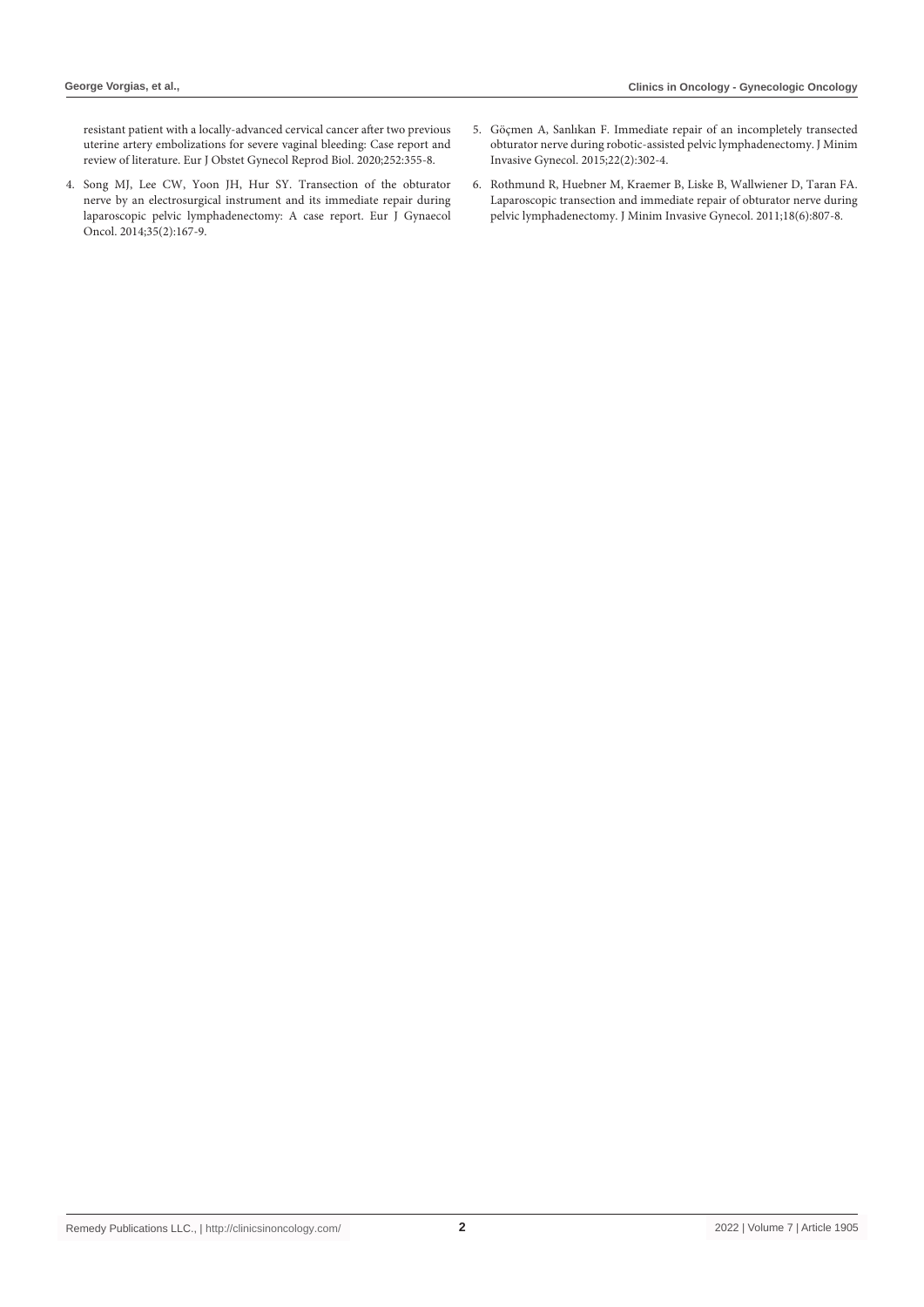resistant patient with a locally-advanced cervical cancer after two previous uterine artery embolizations for severe vaginal bleeding: Case report and review of literature. Eur J Obstet Gynecol Reprod Biol. 2020;252:355-8.

4. Song MJ, Lee CW, Yoon JH, Hur SY. Transection of the obturator nerve by an electrosurgical instrument and its immediate repair during laparoscopic pelvic lymphadenectomy: A case report. Eur J Gynaecol Oncol. 2014;35(2):167-9.

5. Göçmen A, Sanlıkan F. Immediate repair of an incompletely transected obturator nerve during robotic-assisted pelvic lymphadenectomy. J Minim Invasive Gynecol. 2015;22(2):302-4.

6. Rothmund R, Huebner M, Kraemer B, Liske B, Wallwiener D, Taran FA. Laparoscopic transection and immediate repair of obturator nerve during pelvic lymphadenectomy. J Minim Invasive Gynecol. 2011;18(6):807-8.